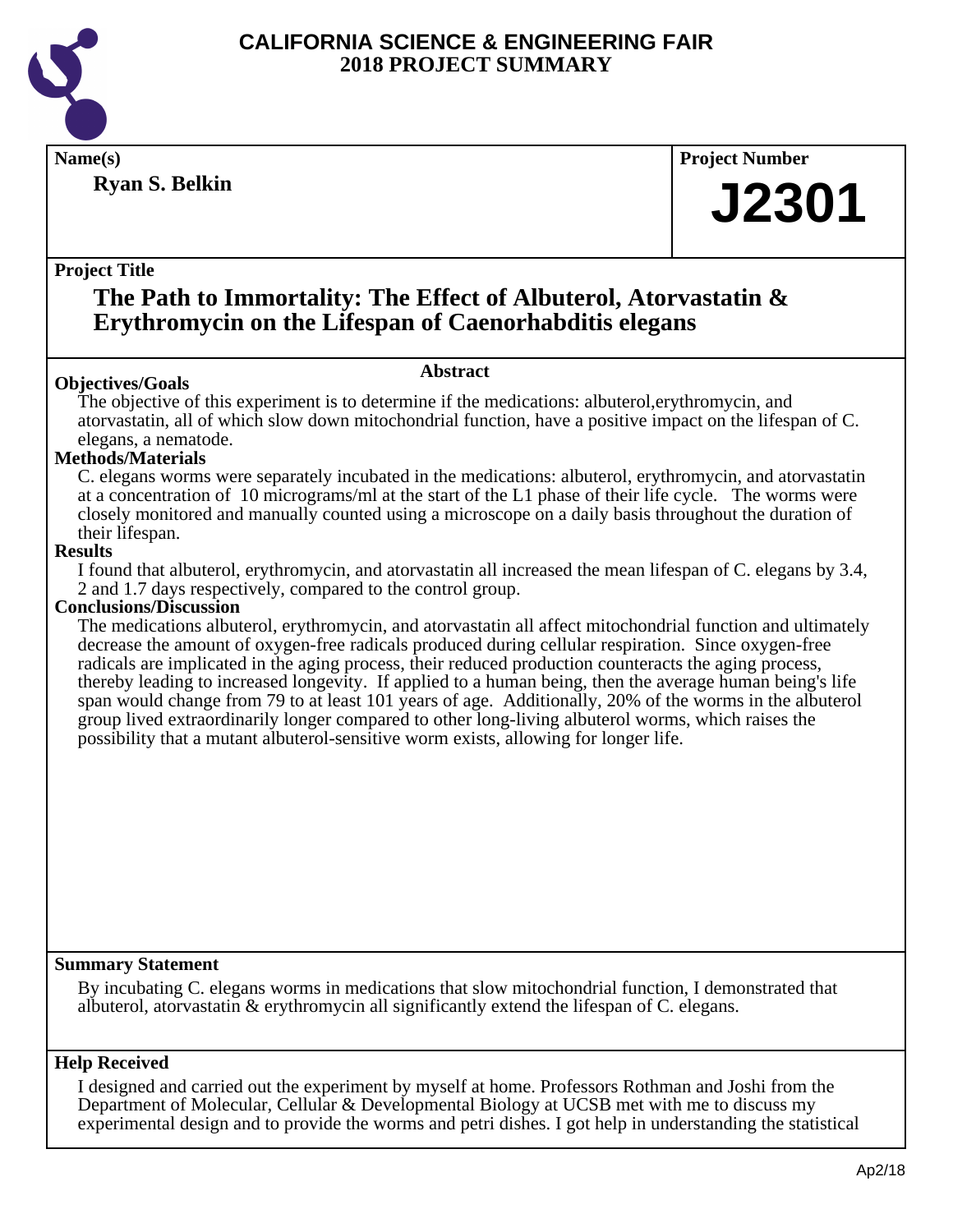# CALIFORNIA SCIENCE & ENGINEERING FAIR
## 2018 PROJECT SUMMARY

**Name(s)**

**Ryan S. Belkin**

**Project Number**

**J2301**

**Project Title**

## The Path to Immortality: The Effect of Albuterol, Atorvastatin & Erythromycin on the Lifespan of Caenorhabditis elegans

### Abstract

**Objectives/Goals**

The objective of this experiment is to determine if the medications: albuterol,erythromycin, and atorvastatin, all of which slow down mitochondrial function, have a positive impact on the lifespan of C. elegans, a nematode.

**Methods/Materials**

C. elegans worms were separately incubated in the medications: albuterol, erythromycin, and atorvastatin at a concentration of 10 micrograms/ml at the start of the L1 phase of their life cycle. The worms were closely monitored and manually counted using a microscope on a daily basis throughout the duration of their lifespan.

**Results**

I found that albuterol, erythromycin, and atorvastatin all increased the mean lifespan of C. elegans by 3.4, 2 and 1.7 days respectively, compared to the control group.

**Conclusions/Discussion**

The medications albuterol, erythromycin, and atorvastatin all affect mitochondrial function and ultimately decrease the amount of oxygen-free radicals produced during cellular respiration. Since oxygen-free radicals are implicated in the aging process, their reduced production counteracts the aging process, thereby leading to increased longevity. If applied to a human being, then the average human being's life span would change from 79 to at least 101 years of age. Additionally, 20% of the worms in the albuterol group lived extraordinarily longer compared to other long-living albuterol worms, which raises the possibility that a mutant albuterol-sensitive worm exists, allowing for longer life.

**Summary Statement**

By incubating C. elegans worms in medications that slow mitochondrial function, I demonstrated that albuterol, atorvastatin & erythromycin all significantly extend the lifespan of C. elegans.

**Help Received**

I designed and carried out the experiment by myself at home. Professors Rothman and Joshi from the Department of Molecular, Cellular & Developmental Biology at UCSB met with me to discuss my experimental design and to provide the worms and petri dishes. I got help in understanding the statistical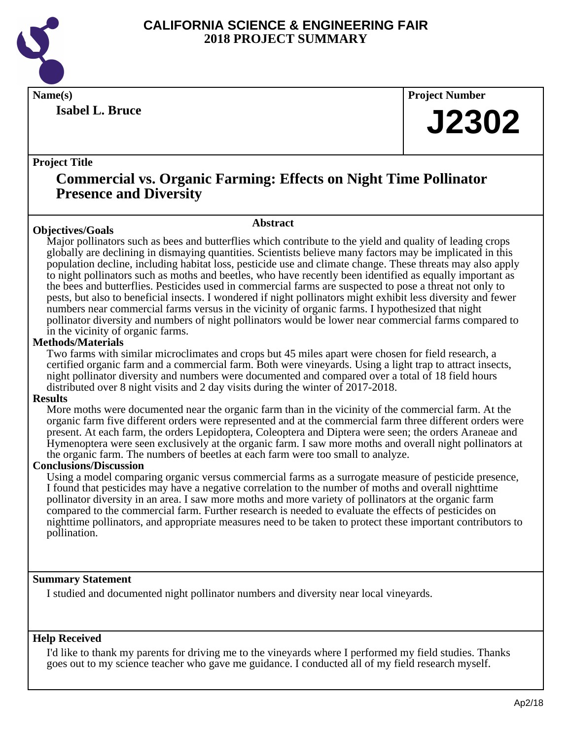# CALIFORNIA SCIENCE & ENGINEERING FAIR
## 2018 PROJECT SUMMARY

**Name(s)**

**Isabel L. Bruce**

**Project Number**

**J2302**

**Project Title**

## Commercial vs. Organic Farming: Effects on Night Time Pollinator Presence and Diversity

### Abstract

**Objectives/Goals**

Major pollinators such as bees and butterflies which contribute to the yield and quality of leading crops globally are declining in dismaying quantities. Scientists believe many factors may be implicated in this population decline, including habitat loss, pesticide use and climate change. These threats may also apply to night pollinators such as moths and beetles, who have recently been identified as equally important as the bees and butterflies. Pesticides used in commercial farms are suspected to pose a threat not only to pests, but also to beneficial insects. I wondered if night pollinators might exhibit less diversity and fewer numbers near commercial farms versus in the vicinity of organic farms. I hypothesized that night pollinator diversity and numbers of night pollinators would be lower near commercial farms compared to in the vicinity of organic farms.

**Methods/Materials**

Two farms with similar microclimates and crops but 45 miles apart were chosen for field research, a certified organic farm and a commercial farm. Both were vineyards. Using a light trap to attract insects, night pollinator diversity and numbers were documented and compared over a total of 18 field hours distributed over 8 night visits and 2 day visits during the winter of 2017-2018.

**Results**

More moths were documented near the organic farm than in the vicinity of the commercial farm. At the organic farm five different orders were represented and at the commercial farm three different orders were present. At each farm, the orders Lepidoptera, Coleoptera and Diptera were seen; the orders Araneae and Hymenoptera were seen exclusively at the organic farm. I saw more moths and overall night pollinators at the organic farm. The numbers of beetles at each farm were too small to analyze.

**Conclusions/Discussion**

Using a model comparing organic versus commercial farms as a surrogate measure of pesticide presence, I found that pesticides may have a negative correlation to the number of moths and overall nighttime pollinator diversity in an area. I saw more moths and more variety of pollinators at the organic farm compared to the commercial farm. Further research is needed to evaluate the effects of pesticides on nighttime pollinators, and appropriate measures need to be taken to protect these important contributors to pollination.

**Summary Statement**

I studied and documented night pollinator numbers and diversity near local vineyards.

**Help Received**

I'd like to thank my parents for driving me to the vineyards where I performed my field studies. Thanks goes out to my science teacher who gave me guidance. I conducted all of my field research myself.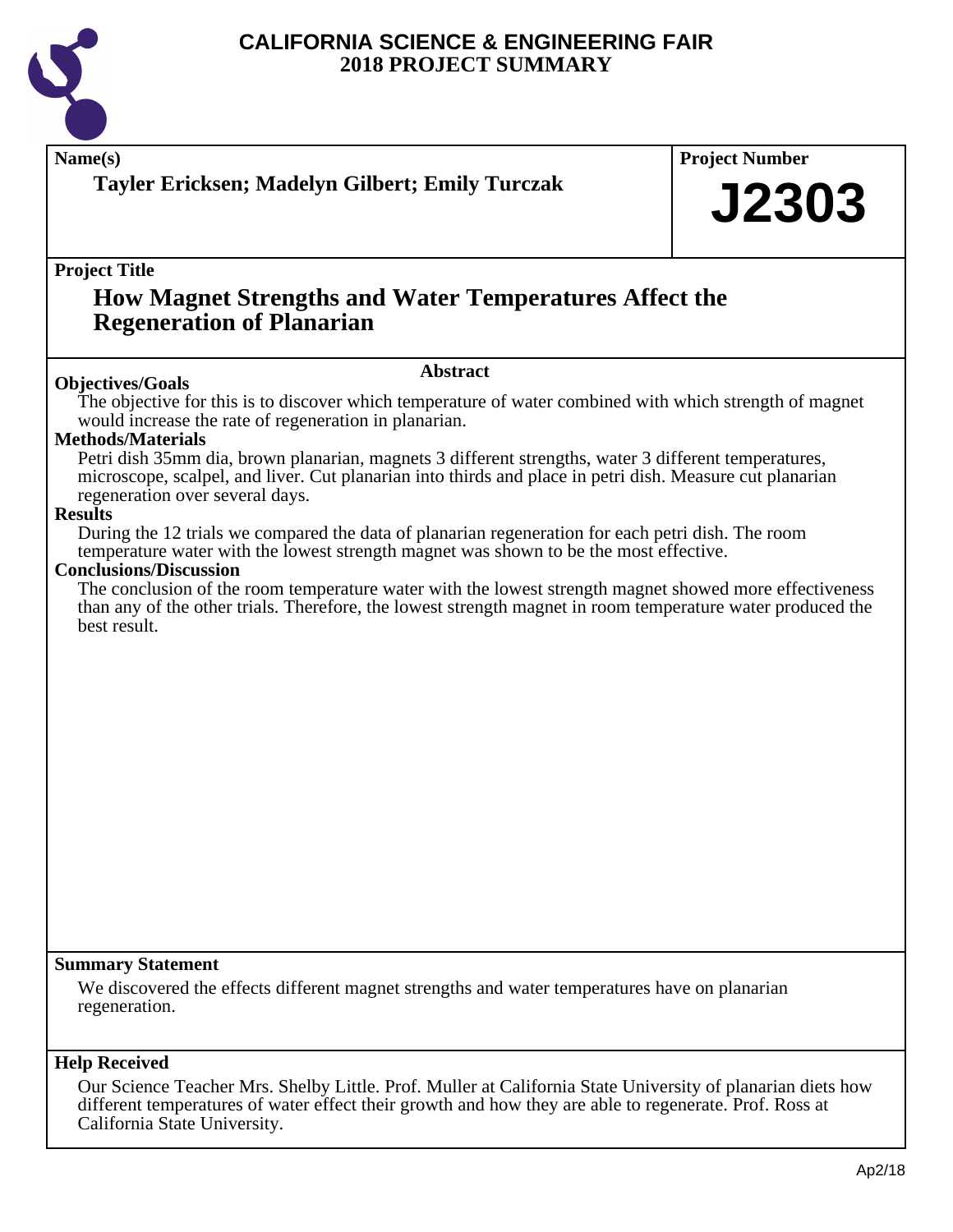# CALIFORNIA SCIENCE & ENGINEERING FAIR
## 2018 PROJECT SUMMARY

**Name(s)**

**Tayler Ericksen; Madelyn Gilbert; Emily Turczak**

**Project Number**

**J2303**

**Project Title**

## How Magnet Strengths and Water Temperatures Affect the Regeneration of Planarian

### Abstract

**Objectives/Goals**

The objective for this is to discover which temperature of water combined with which strength of magnet would increase the rate of regeneration in planarian.

**Methods/Materials**

Petri dish 35mm dia, brown planarian, magnets 3 different strengths, water 3 different temperatures, microscope, scalpel, and liver. Cut planarian into thirds and place in petri dish. Measure cut planarian regeneration over several days.

**Results**

During the 12 trials we compared the data of planarian regeneration for each petri dish. The room temperature water with the lowest strength magnet was shown to be the most effective.

**Conclusions/Discussion**

The conclusion of the room temperature water with the lowest strength magnet showed more effectiveness than any of the other trials. Therefore, the lowest strength magnet in room temperature water produced the best result.

**Summary Statement**

We discovered the effects different magnet strengths and water temperatures have on planarian regeneration.

**Help Received**

Our Science Teacher Mrs. Shelby Little. Prof. Muller at California State University of planarian diets how different temperatures of water effect their growth and how they are able to regenerate. Prof. Ross at California State University.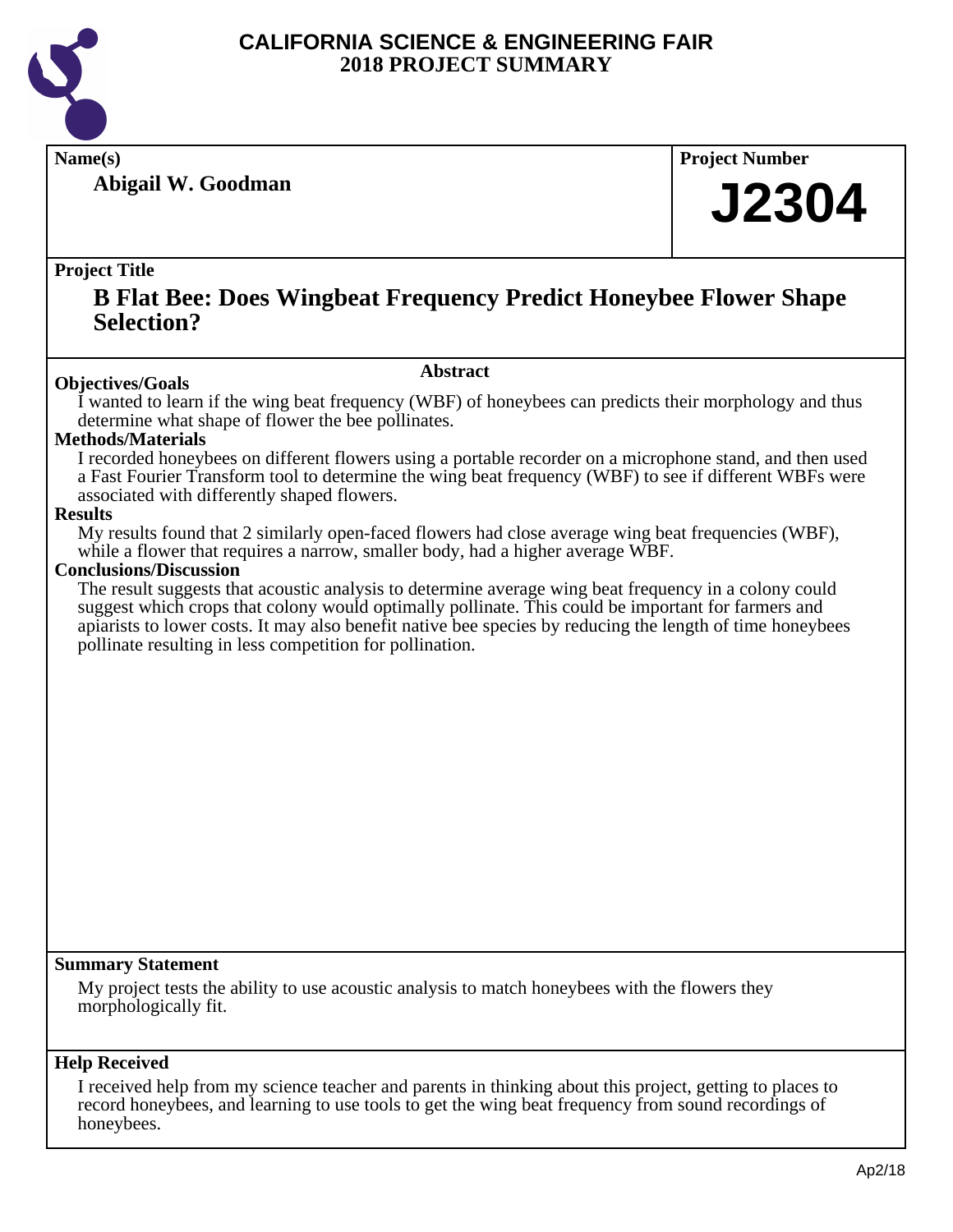# CALIFORNIA SCIENCE & ENGINEERING FAIR
## 2018 PROJECT SUMMARY

**Name(s)**

**Abigail W. Goodman**

**Project Number**

**J2304**

**Project Title**

## B Flat Bee: Does Wingbeat Frequency Predict Honeybee Flower Shape Selection?

### Abstract

**Objectives/Goals**

I wanted to learn if the wing beat frequency (WBF) of honeybees can predicts their morphology and thus determine what shape of flower the bee pollinates.

**Methods/Materials**

I recorded honeybees on different flowers using a portable recorder on a microphone stand, and then used a Fast Fourier Transform tool to determine the wing beat frequency (WBF) to see if different WBFs were associated with differently shaped flowers.

**Results**

My results found that 2 similarly open-faced flowers had close average wing beat frequencies (WBF), while a flower that requires a narrow, smaller body, had a higher average WBF.

**Conclusions/Discussion**

The result suggests that acoustic analysis to determine average wing beat frequency in a colony could suggest which crops that colony would optimally pollinate. This could be important for farmers and apiarists to lower costs. It may also benefit native bee species by reducing the length of time honeybees pollinate resulting in less competition for pollination.

**Summary Statement**

My project tests the ability to use acoustic analysis to match honeybees with the flowers they morphologically fit.

**Help Received**

I received help from my science teacher and parents in thinking about this project, getting to places to record honeybees, and learning to use tools to get the wing beat frequency from sound recordings of honeybees.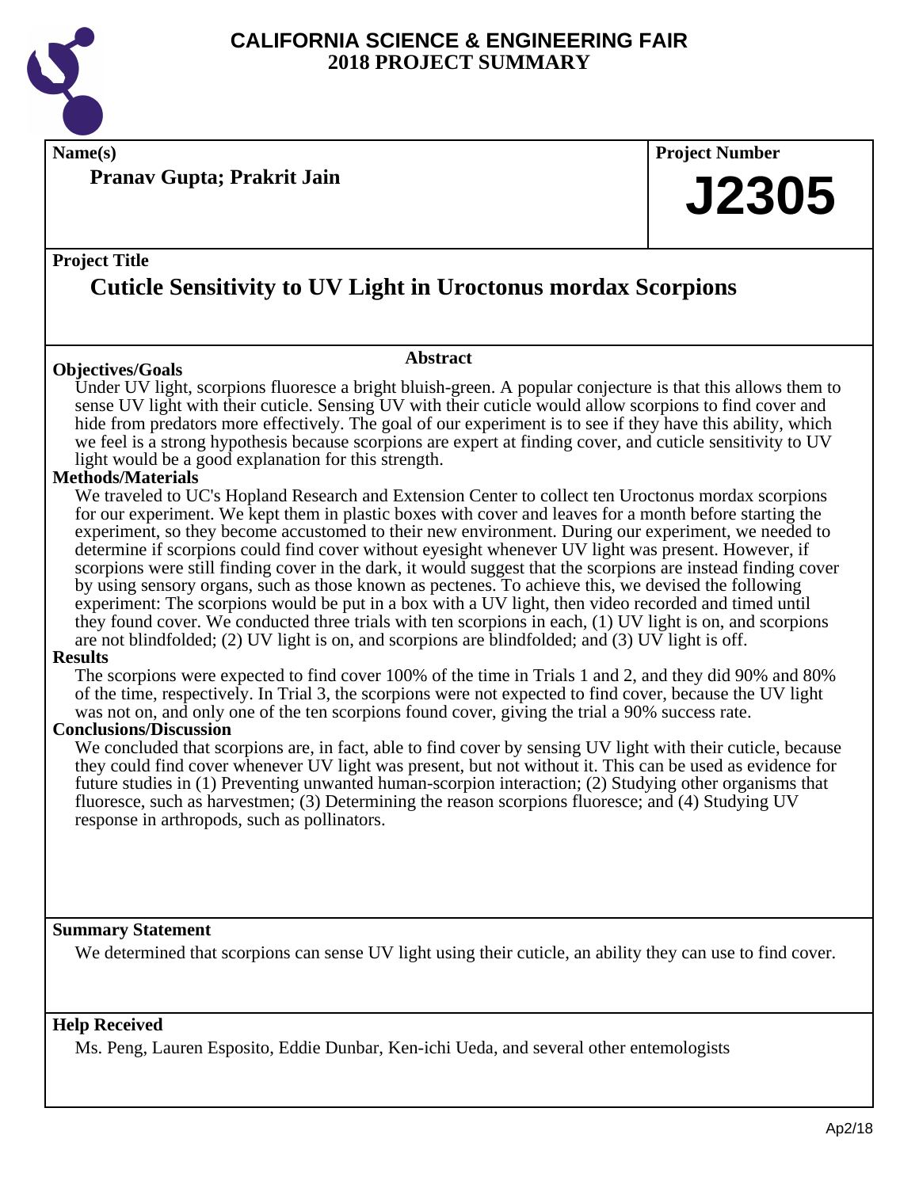# CALIFORNIA SCIENCE & ENGINEERING FAIR
# 2018 PROJECT SUMMARY

**Name(s)**

**Pranav Gupta; Prakrit Jain**

**Project Number**

**J2305**

**Project Title**

## Cuticle Sensitivity to UV Light in Uroctonus mordax Scorpions

### Abstract

**Objectives/Goals**

Under UV light, scorpions fluoresce a bright bluish-green. A popular conjecture is that this allows them to sense UV light with their cuticle. Sensing UV with their cuticle would allow scorpions to find cover and hide from predators more effectively. The goal of our experiment is to see if they have this ability, which we feel is a strong hypothesis because scorpions are expert at finding cover, and cuticle sensitivity to UV light would be a good explanation for this strength.

**Methods/Materials**

We traveled to UC's Hopland Research and Extension Center to collect ten Uroctonus mordax scorpions for our experiment. We kept them in plastic boxes with cover and leaves for a month before starting the experiment, so they become accustomed to their new environment. During our experiment, we needed to determine if scorpions could find cover without eyesight whenever UV light was present. However, if scorpions were still finding cover in the dark, it would suggest that the scorpions are instead finding cover by using sensory organs, such as those known as pectenes. To achieve this, we devised the following experiment: The scorpions would be put in a box with a UV light, then video recorded and timed until they found cover. We conducted three trials with ten scorpions in each, (1) UV light is on, and scorpions are not blindfolded; (2) UV light is on, and scorpions are blindfolded; and (3) UV light is off.

**Results**

The scorpions were expected to find cover 100% of the time in Trials 1 and 2, and they did 90% and 80% of the time, respectively. In Trial 3, the scorpions were not expected to find cover, because the UV light was not on, and only one of the ten scorpions found cover, giving the trial a 90% success rate.

**Conclusions/Discussion**

We concluded that scorpions are, in fact, able to find cover by sensing UV light with their cuticle, because they could find cover whenever UV light was present, but not without it. This can be used as evidence for future studies in (1) Preventing unwanted human-scorpion interaction; (2) Studying other organisms that fluoresce, such as harvestmen; (3) Determining the reason scorpions fluoresce; and (4) Studying UV response in arthropods, such as pollinators.

**Summary Statement**

We determined that scorpions can sense UV light using their cuticle, an ability they can use to find cover.

**Help Received**

Ms. Peng, Lauren Esposito, Eddie Dunbar, Ken-ichi Ueda, and several other entemologists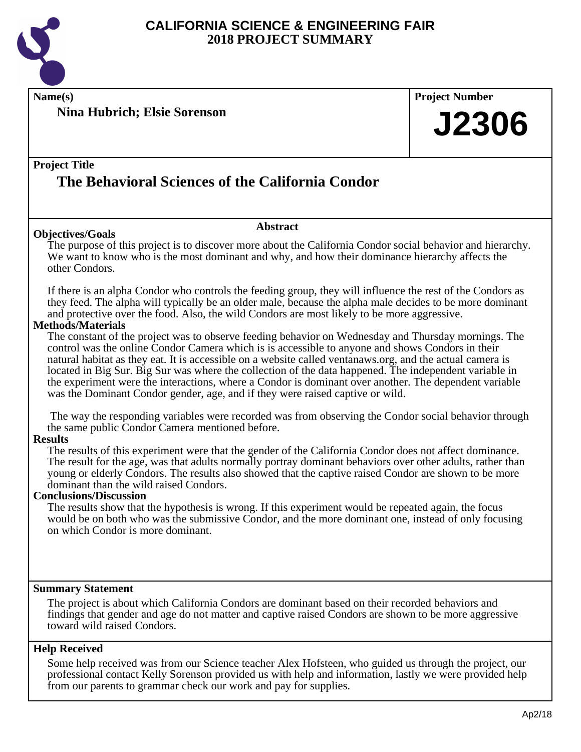# CALIFORNIA SCIENCE & ENGINEERING FAIR
## 2018 PROJECT SUMMARY

**Name(s)**

**Nina Hubrich; Elsie Sorenson**

**Project Number**

**J2306**

**Project Title**

## The Behavioral Sciences of the California Condor

### Abstract

**Objectives/Goals**

The purpose of this project is to discover more about the California Condor social behavior and hierarchy. We want to know who is the most dominant and why, and how their dominance hierarchy affects the other Condors.

If there is an alpha Condor who controls the feeding group, they will influence the rest of the Condors as they feed. The alpha will typically be an older male, because the alpha male decides to be more dominant and protective over the food. Also, the wild Condors are most likely to be more aggressive.

**Methods/Materials**

The constant of the project was to observe feeding behavior on Wednesday and Thursday mornings. The control was the online Condor Camera which is is accessible to anyone and shows Condors in their natural habitat as they eat. It is accessible on a website called ventanaws.org, and the actual camera is located in Big Sur. Big Sur was where the collection of the data happened. The independent variable in the experiment were the interactions, where a Condor is dominant over another. The dependent variable was the Dominant Condor gender, age, and if they were raised captive or wild.

The way the responding variables were recorded was from observing the Condor social behavior through the same public Condor Camera mentioned before.

**Results**

The results of this experiment were that the gender of the California Condor does not affect dominance. The result for the age, was that adults normally portray dominant behaviors over other adults, rather than young or elderly Condors. The results also showed that the captive raised Condor are shown to be more dominant than the wild raised Condors.

**Conclusions/Discussion**

The results show that the hypothesis is wrong. If this experiment would be repeated again, the focus would be on both who was the submissive Condor, and the more dominant one, instead of only focusing on which Condor is more dominant.

**Summary Statement**

The project is about which California Condors are dominant based on their recorded behaviors and findings that gender and age do not matter and captive raised Condors are shown to be more aggressive toward wild raised Condors.

**Help Received**

Some help received was from our Science teacher Alex Hofsteen, who guided us through the project, our professional contact Kelly Sorenson provided us with help and information, lastly we were provided help from our parents to grammar check our work and pay for supplies.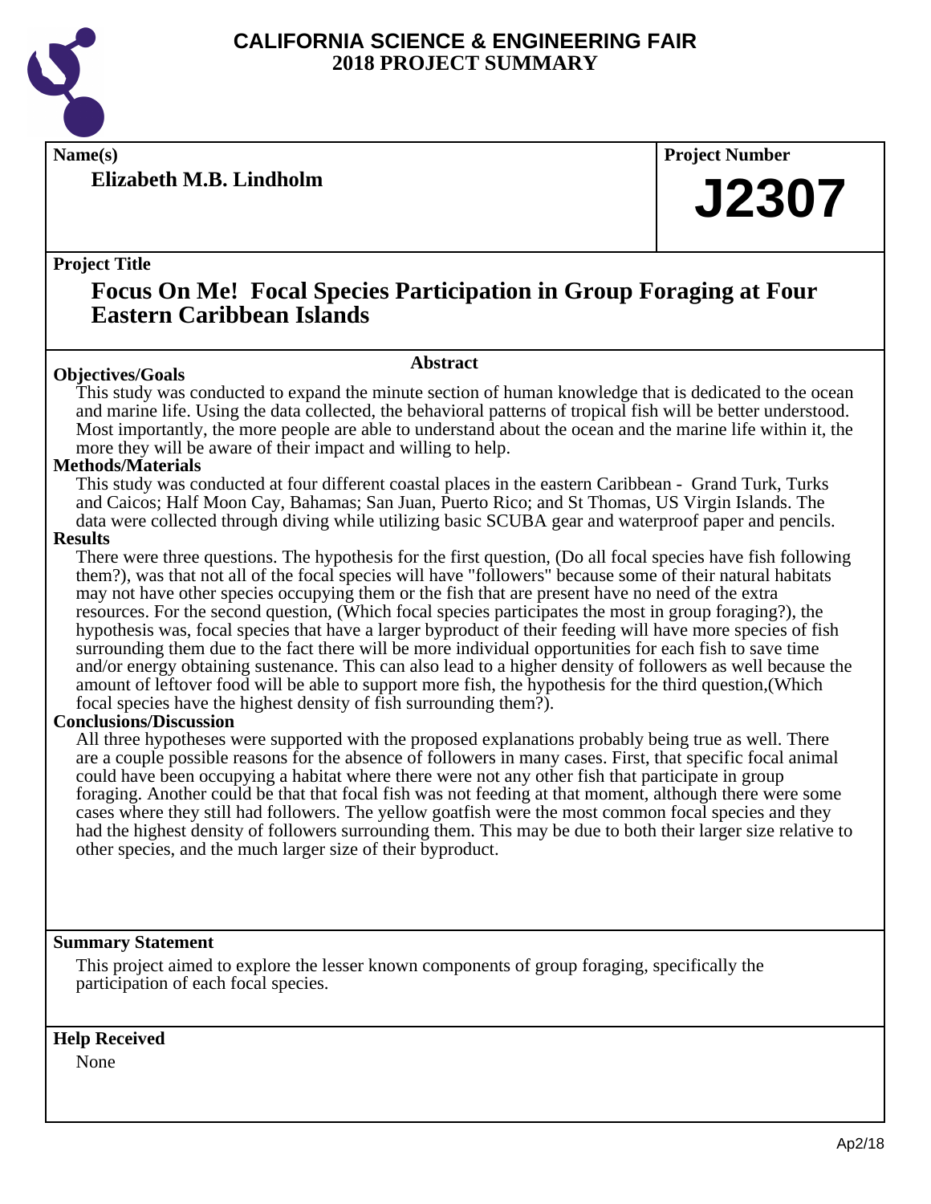# CALIFORNIA SCIENCE & ENGINEERING FAIR
# 2018 PROJECT SUMMARY

**Name(s)**

**Elizabeth M.B. Lindholm**

**Project Number**

**J2307**

**Project Title**

## Focus On Me! Focal Species Participation in Group Foraging at Four Eastern Caribbean Islands

### Abstract

**Objectives/Goals**

This study was conducted to expand the minute section of human knowledge that is dedicated to the ocean and marine life. Using the data collected, the behavioral patterns of tropical fish will be better understood. Most importantly, the more people are able to understand about the ocean and the marine life within it, the more they will be aware of their impact and willing to help.

**Methods/Materials**

This study was conducted at four different coastal places in the eastern Caribbean - Grand Turk, Turks and Caicos; Half Moon Cay, Bahamas; San Juan, Puerto Rico; and St Thomas, US Virgin Islands. The data were collected through diving while utilizing basic SCUBA gear and waterproof paper and pencils.

**Results**

There were three questions. The hypothesis for the first question, (Do all focal species have fish following them?), was that not all of the focal species will have "followers" because some of their natural habitats may not have other species occupying them or the fish that are present have no need of the extra resources. For the second question, (Which focal species participates the most in group foraging?), the hypothesis was, focal species that have a larger byproduct of their feeding will have more species of fish surrounding them due to the fact there will be more individual opportunities for each fish to save time and/or energy obtaining sustenance. This can also lead to a higher density of followers as well because the amount of leftover food will be able to support more fish, the hypothesis for the third question,(Which focal species have the highest density of fish surrounding them?).

**Conclusions/Discussion**

All three hypotheses were supported with the proposed explanations probably being true as well. There are a couple possible reasons for the absence of followers in many cases. First, that specific focal animal could have been occupying a habitat where there were not any other fish that participate in group foraging. Another could be that that focal fish was not feeding at that moment, although there were some cases where they still had followers. The yellow goatfish were the most common focal species and they had the highest density of followers surrounding them. This may be due to both their larger size relative to other species, and the much larger size of their byproduct.

**Summary Statement**

This project aimed to explore the lesser known components of group foraging, specifically the participation of each focal species.

**Help Received**

None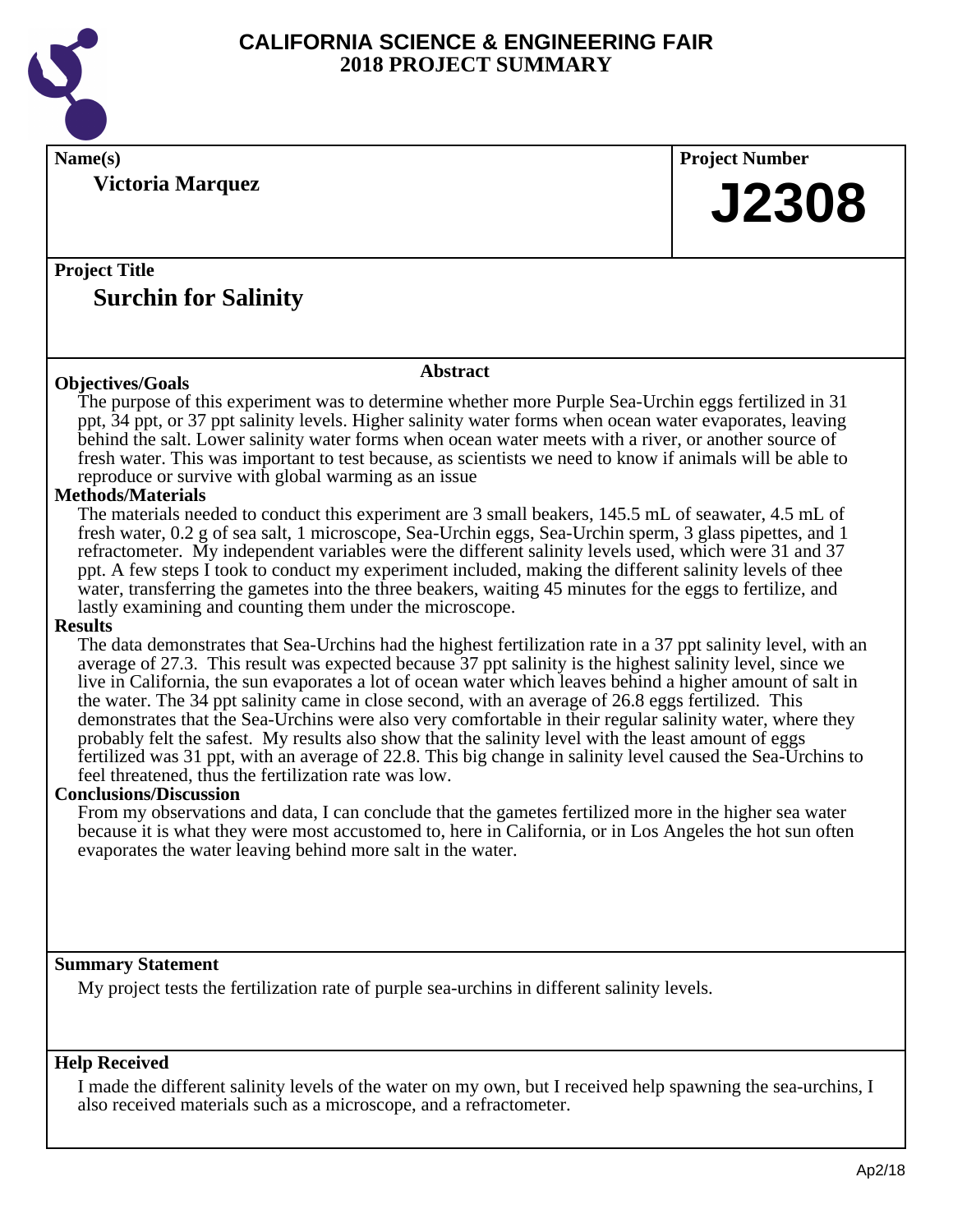# CALIFORNIA SCIENCE & ENGINEERING FAIR
## 2018 PROJECT SUMMARY

**Name(s)**

**Victoria Marquez**

**Project Number**

**J2308**

**Project Title**

## Surchin for Salinity

### Abstract

**Objectives/Goals**

The purpose of this experiment was to determine whether more Purple Sea-Urchin eggs fertilized in 31 ppt, 34 ppt, or 37 ppt salinity levels. Higher salinity water forms when ocean water evaporates, leaving behind the salt. Lower salinity water forms when ocean water meets with a river, or another source of fresh water. This was important to test because, as scientists we need to know if animals will be able to reproduce or survive with global warming as an issue

**Methods/Materials**

The materials needed to conduct this experiment are 3 small beakers, 145.5 mL of seawater, 4.5 mL of fresh water, 0.2 g of sea salt, 1 microscope, Sea-Urchin eggs, Sea-Urchin sperm, 3 glass pipettes, and 1 refractometer. My independent variables were the different salinity levels used, which were 31 and 37 ppt. A few steps I took to conduct my experiment included, making the different salinity levels of thee water, transferring the gametes into the three beakers, waiting 45 minutes for the eggs to fertilize, and lastly examining and counting them under the microscope.

**Results**

The data demonstrates that Sea-Urchins had the highest fertilization rate in a 37 ppt salinity level, with an average of 27.3. This result was expected because 37 ppt salinity is the highest salinity level, since we live in California, the sun evaporates a lot of ocean water which leaves behind a higher amount of salt in the water. The 34 ppt salinity came in close second, with an average of 26.8 eggs fertilized. This demonstrates that the Sea-Urchins were also very comfortable in their regular salinity water, where they probably felt the safest. My results also show that the salinity level with the least amount of eggs fertilized was 31 ppt, with an average of 22.8. This big change in salinity level caused the Sea-Urchins to feel threatened, thus the fertilization rate was low.

**Conclusions/Discussion**

From my observations and data, I can conclude that the gametes fertilized more in the higher sea water because it is what they were most accustomed to, here in California, or in Los Angeles the hot sun often evaporates the water leaving behind more salt in the water.

**Summary Statement**

My project tests the fertilization rate of purple sea-urchins in different salinity levels.

**Help Received**

I made the different salinity levels of the water on my own, but I received help spawning the sea-urchins, I also received materials such as a microscope, and a refractometer.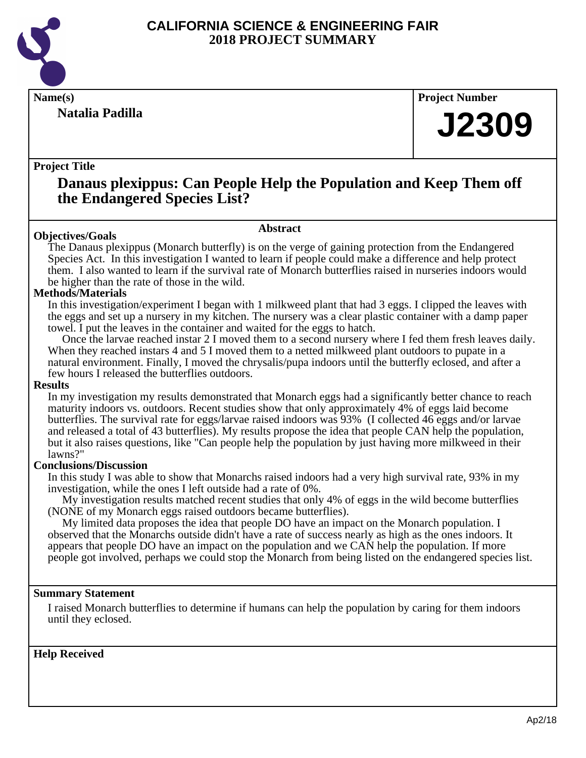# CALIFORNIA SCIENCE & ENGINEERING FAIR
## 2018 PROJECT SUMMARY

**Name(s)**

**Natalia Padilla**

**Project Number**

**J2309**

**Project Title**

## Danaus plexippus: Can People Help the Population and Keep Them off the Endangered Species List?

### Abstract

**Objectives/Goals**

The Danaus plexippus (Monarch butterfly) is on the verge of gaining protection from the Endangered Species Act. In this investigation I wanted to learn if people could make a difference and help protect them. I also wanted to learn if the survival rate of Monarch butterflies raised in nurseries indoors would be higher than the rate of those in the wild.

**Methods/Materials**

In this investigation/experiment I began with 1 milkweed plant that had 3 eggs. I clipped the leaves with the eggs and set up a nursery in my kitchen. The nursery was a clear plastic container with a damp paper towel. I put the leaves in the container and waited for the eggs to hatch.

Once the larvae reached instar 2 I moved them to a second nursery where I fed them fresh leaves daily. When they reached instars 4 and 5 I moved them to a netted milkweed plant outdoors to pupate in a natural environment. Finally, I moved the chrysalis/pupa indoors until the butterfly eclosed, and after a few hours I released the butterflies outdoors.

**Results**

In my investigation my results demonstrated that Monarch eggs had a significantly better chance to reach maturity indoors vs. outdoors. Recent studies show that only approximately 4% of eggs laid become butterflies. The survival rate for eggs/larvae raised indoors was 93% (I collected 46 eggs and/or larvae and released a total of 43 butterflies). My results propose the idea that people CAN help the population, but it also raises questions, like "Can people help the population by just having more milkweed in their lawns?"

**Conclusions/Discussion**

In this study I was able to show that Monarchs raised indoors had a very high survival rate, 93% in my investigation, while the ones I left outside had a rate of 0%.

My investigation results matched recent studies that only 4% of eggs in the wild become butterflies (NONE of my Monarch eggs raised outdoors became butterflies).

My limited data proposes the idea that people DO have an impact on the Monarch population. I observed that the Monarchs outside didn't have a rate of success nearly as high as the ones indoors. It appears that people DO have an impact on the population and we CAN help the population. If more people got involved, perhaps we could stop the Monarch from being listed on the endangered species list.

**Summary Statement**

I raised Monarch butterflies to determine if humans can help the population by caring for them indoors until they eclosed.

**Help Received**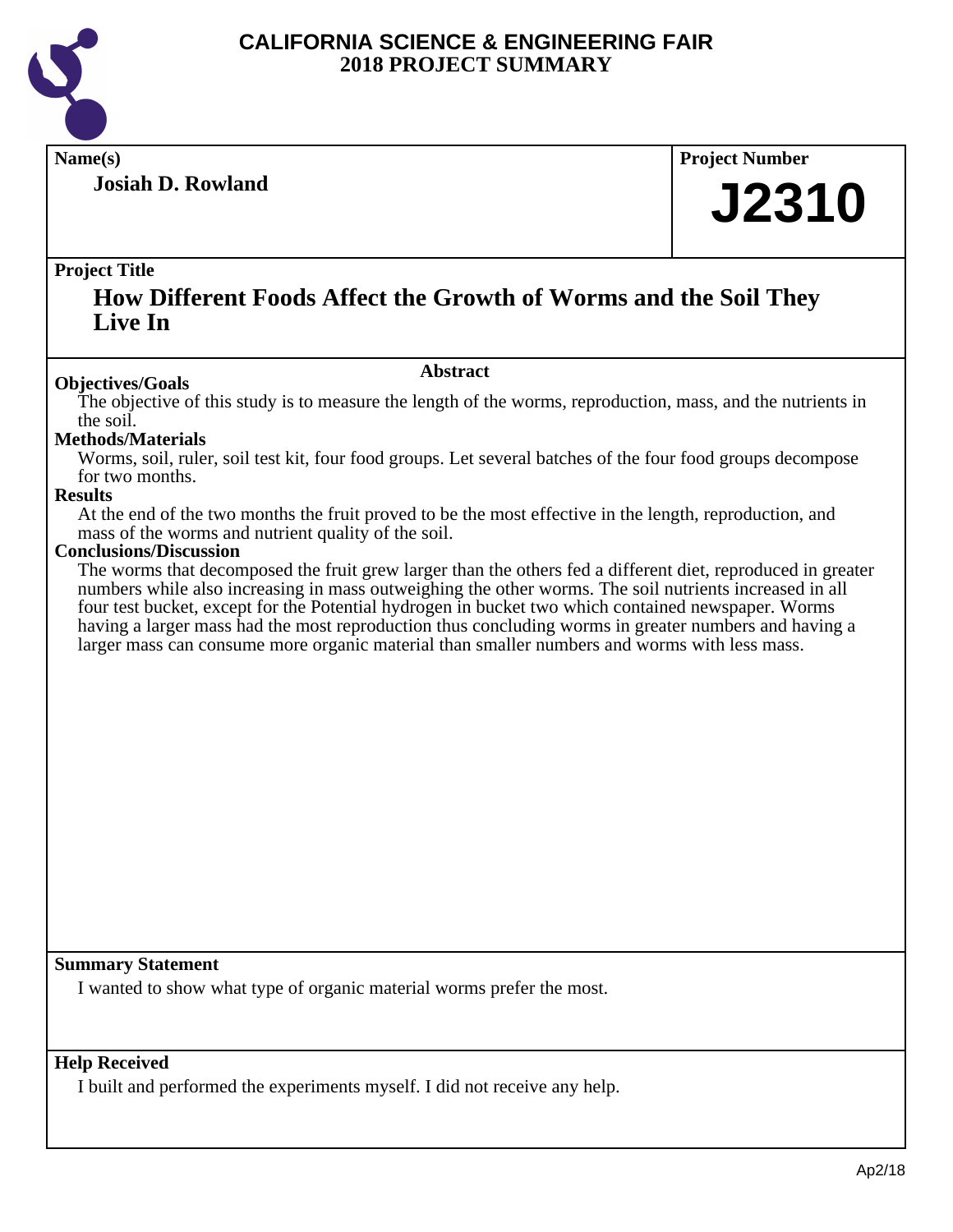# CALIFORNIA SCIENCE & ENGINEERING FAIR
## 2018 PROJECT SUMMARY

**Name(s)**

**Josiah D. Rowland**

**Project Number**

**J2310**

**Project Title**

**How Different Foods Affect the Growth of Worms and the Soil They Live In**

### Abstract

**Objectives/Goals**

The objective of this study is to measure the length of the worms, reproduction, mass, and the nutrients in the soil.

**Methods/Materials**

Worms, soil, ruler, soil test kit, four food groups. Let several batches of the four food groups decompose for two months.

**Results**

At the end of the two months the fruit proved to be the most effective in the length, reproduction, and mass of the worms and nutrient quality of the soil.

**Conclusions/Discussion**

The worms that decomposed the fruit grew larger than the others fed a different diet, reproduced in greater numbers while also increasing in mass outweighing the other worms. The soil nutrients increased in all four test bucket, except for the Potential hydrogen in bucket two which contained newspaper. Worms having a larger mass had the most reproduction thus concluding worms in greater numbers and having a larger mass can consume more organic material than smaller numbers and worms with less mass.

**Summary Statement**

I wanted to show what type of organic material worms prefer the most.

**Help Received**

I built and performed the experiments myself. I did not receive any help.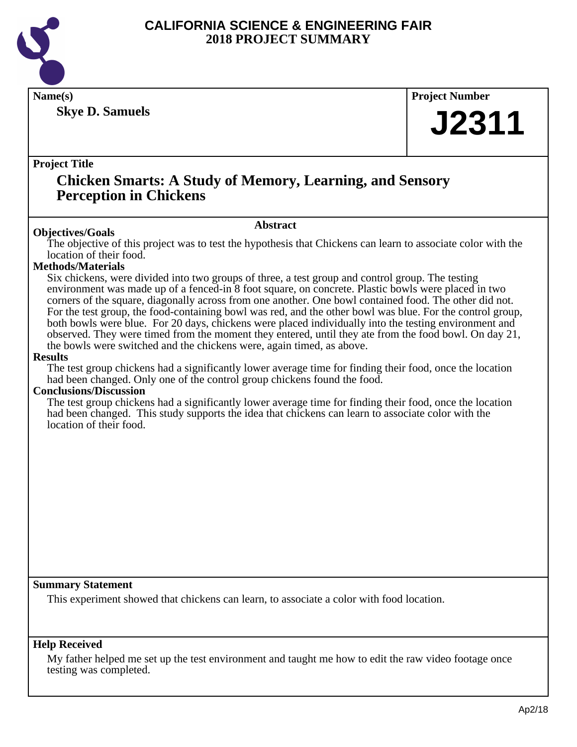# CALIFORNIA SCIENCE & ENGINEERING FAIR
## 2018 PROJECT SUMMARY

**Name(s)**

**Skye D. Samuels**

**Project Number**

**J2311**

**Project Title**

## Chicken Smarts: A Study of Memory, Learning, and Sensory Perception in Chickens

### Abstract

**Objectives/Goals**

The objective of this project was to test the hypothesis that Chickens can learn to associate color with the location of their food.

**Methods/Materials**

Six chickens, were divided into two groups of three, a test group and control group. The testing environment was made up of a fenced-in 8 foot square, on concrete. Plastic bowls were placed in two corners of the square, diagonally across from one another. One bowl contained food. The other did not. For the test group, the food-containing bowl was red, and the other bowl was blue. For the control group, both bowls were blue. For 20 days, chickens were placed individually into the testing environment and observed. They were timed from the moment they entered, until they ate from the food bowl. On day 21, the bowls were switched and the chickens were, again timed, as above.

**Results**

The test group chickens had a significantly lower average time for finding their food, once the location had been changed. Only one of the control group chickens found the food.

**Conclusions/Discussion**

The test group chickens had a significantly lower average time for finding their food, once the location had been changed. This study supports the idea that chickens can learn to associate color with the location of their food.

**Summary Statement**

This experiment showed that chickens can learn, to associate a color with food location.

**Help Received**

My father helped me set up the test environment and taught me how to edit the raw video footage once testing was completed.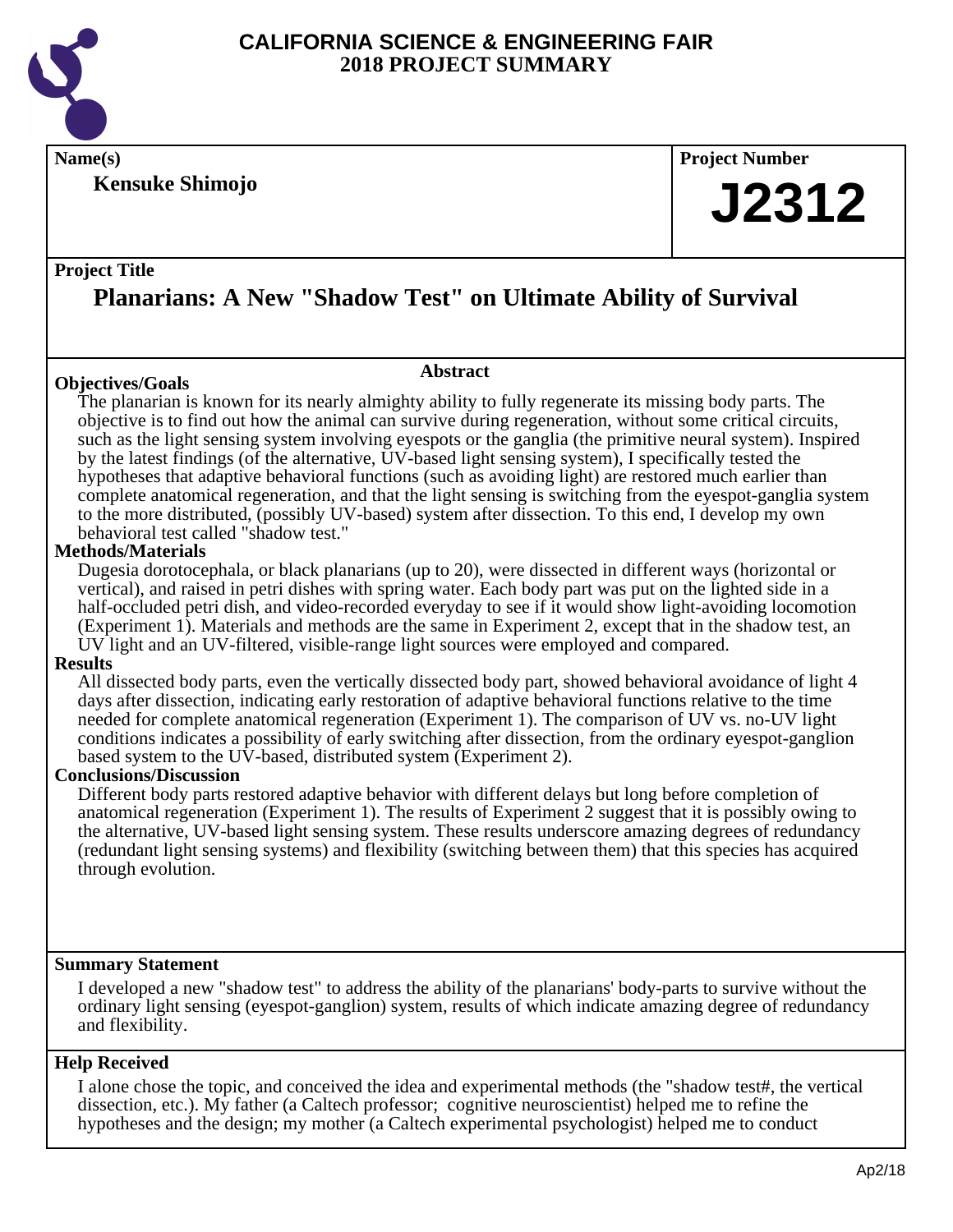# CALIFORNIA SCIENCE & ENGINEERING FAIR
## 2018 PROJECT SUMMARY

**Name(s)**

**Kensuke Shimojo**

**Project Number**

**J2312**

**Project Title**

## Planarians: A New "Shadow Test" on Ultimate Ability of Survival

### Abstract

**Objectives/Goals**

The planarian is known for its nearly almighty ability to fully regenerate its missing body parts. The objective is to find out how the animal can survive during regeneration, without some critical circuits, such as the light sensing system involving eyespots or the ganglia (the primitive neural system). Inspired by the latest findings (of the alternative, UV-based light sensing system), I specifically tested the hypotheses that adaptive behavioral functions (such as avoiding light) are restored much earlier than complete anatomical regeneration, and that the light sensing is switching from the eyespot-ganglia system to the more distributed, (possibly UV-based) system after dissection. To this end, I develop my own behavioral test called "shadow test."

**Methods/Materials**

Dugesia dorotocephala, or black planarians (up to 20), were dissected in different ways (horizontal or vertical), and raised in petri dishes with spring water. Each body part was put on the lighted side in a half-occluded petri dish, and video-recorded everyday to see if it would show light-avoiding locomotion (Experiment 1). Materials and methods are the same in Experiment 2, except that in the shadow test, an UV light and an UV-filtered, visible-range light sources were employed and compared.

**Results**

All dissected body parts, even the vertically dissected body part, showed behavioral avoidance of light 4 days after dissection, indicating early restoration of adaptive behavioral functions relative to the time needed for complete anatomical regeneration (Experiment 1). The comparison of UV vs. no-UV light conditions indicates a possibility of early switching after dissection, from the ordinary eyespot-ganglion based system to the UV-based, distributed system (Experiment 2).

**Conclusions/Discussion**

Different body parts restored adaptive behavior with different delays but long before completion of anatomical regeneration (Experiment 1). The results of Experiment 2 suggest that it is possibly owing to the alternative, UV-based light sensing system. These results underscore amazing degrees of redundancy (redundant light sensing systems) and flexibility (switching between them) that this species has acquired through evolution.

**Summary Statement**

I developed a new "shadow test" to address the ability of the planarians' body-parts to survive without the ordinary light sensing (eyespot-ganglion) system, results of which indicate amazing degree of redundancy and flexibility.

**Help Received**

I alone chose the topic, and conceived the idea and experimental methods (the "shadow test#, the vertical dissection, etc.). My father (a Caltech professor; cognitive neuroscientist) helped me to refine the hypotheses and the design; my mother (a Caltech experimental psychologist) helped me to conduct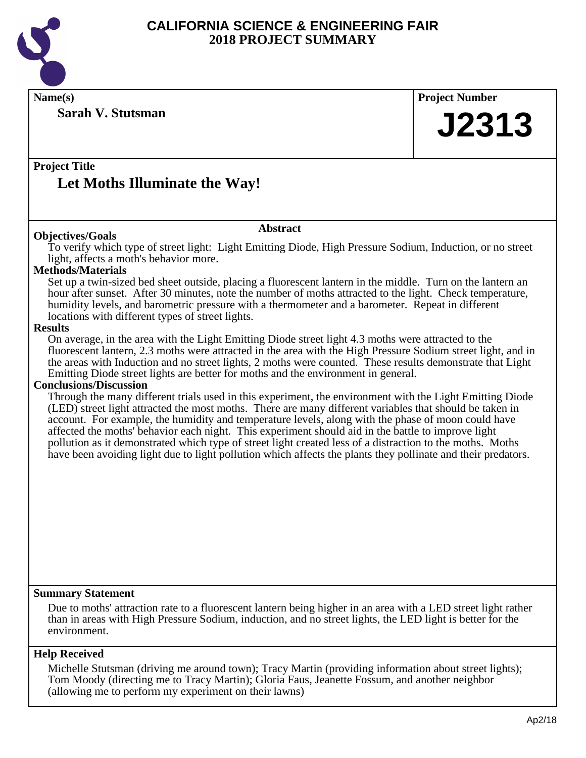# CALIFORNIA SCIENCE & ENGINEERING FAIR
## 2018 PROJECT SUMMARY

**Name(s)**

**Sarah V. Stutsman**

**Project Number**

**J2313**

**Project Title**

## Let Moths Illuminate the Way!

### Abstract

**Objectives/Goals**

To verify which type of street light: Light Emitting Diode, High Pressure Sodium, Induction, or no street light, affects a moth's behavior more.

**Methods/Materials**

Set up a twin-sized bed sheet outside, placing a fluorescent lantern in the middle. Turn on the lantern an hour after sunset. After 30 minutes, note the number of moths attracted to the light. Check temperature, humidity levels, and barometric pressure with a thermometer and a barometer. Repeat in different locations with different types of street lights.

**Results**

On average, in the area with the Light Emitting Diode street light 4.3 moths were attracted to the fluorescent lantern, 2.3 moths were attracted in the area with the High Pressure Sodium street light, and in the areas with Induction and no street lights, 2 moths were counted. These results demonstrate that Light Emitting Diode street lights are better for moths and the environment in general.

**Conclusions/Discussion**

Through the many different trials used in this experiment, the environment with the Light Emitting Diode (LED) street light attracted the most moths. There are many different variables that should be taken in account. For example, the humidity and temperature levels, along with the phase of moon could have affected the moths' behavior each night. This experiment should aid in the battle to improve light pollution as it demonstrated which type of street light created less of a distraction to the moths. Moths have been avoiding light due to light pollution which affects the plants they pollinate and their predators.

**Summary Statement**

Due to moths' attraction rate to a fluorescent lantern being higher in an area with a LED street light rather than in areas with High Pressure Sodium, induction, and no street lights, the LED light is better for the environment.

**Help Received**

Michelle Stutsman (driving me around town); Tracy Martin (providing information about street lights); Tom Moody (directing me to Tracy Martin); Gloria Faus, Jeanette Fossum, and another neighbor (allowing me to perform my experiment on their lawns)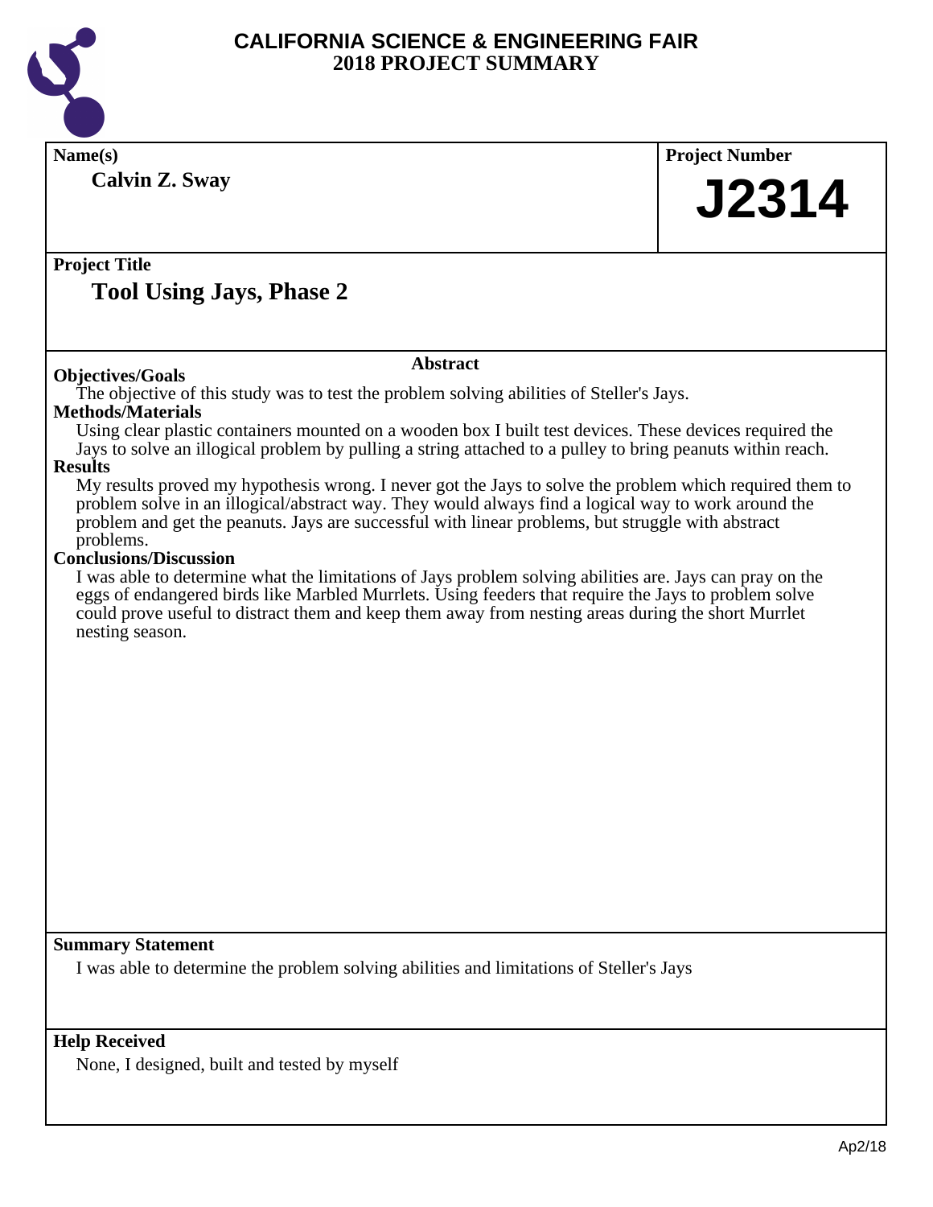# CALIFORNIA SCIENCE & ENGINEERING FAIR
## 2018 PROJECT SUMMARY

**Name(s)**

**Calvin Z. Sway**

**Project Number**

**J2314**

**Project Title**

## Tool Using Jays, Phase 2

### Abstract

**Objectives/Goals**

The objective of this study was to test the problem solving abilities of Steller's Jays.

**Methods/Materials**

Using clear plastic containers mounted on a wooden box I built test devices. These devices required the Jays to solve an illogical problem by pulling a string attached to a pulley to bring peanuts within reach.

**Results**

My results proved my hypothesis wrong. I never got the Jays to solve the problem which required them to problem solve in an illogical/abstract way. They would always find a logical way to work around the problem and get the peanuts. Jays are successful with linear problems, but struggle with abstract problems.

**Conclusions/Discussion**

I was able to determine what the limitations of Jays problem solving abilities are. Jays can pray on the eggs of endangered birds like Marbled Murrlets. Using feeders that require the Jays to problem solve could prove useful to distract them and keep them away from nesting areas during the short Murrlet nesting season.

**Summary Statement**

I was able to determine the problem solving abilities and limitations of Steller's Jays

**Help Received**

None, I designed, built and tested by myself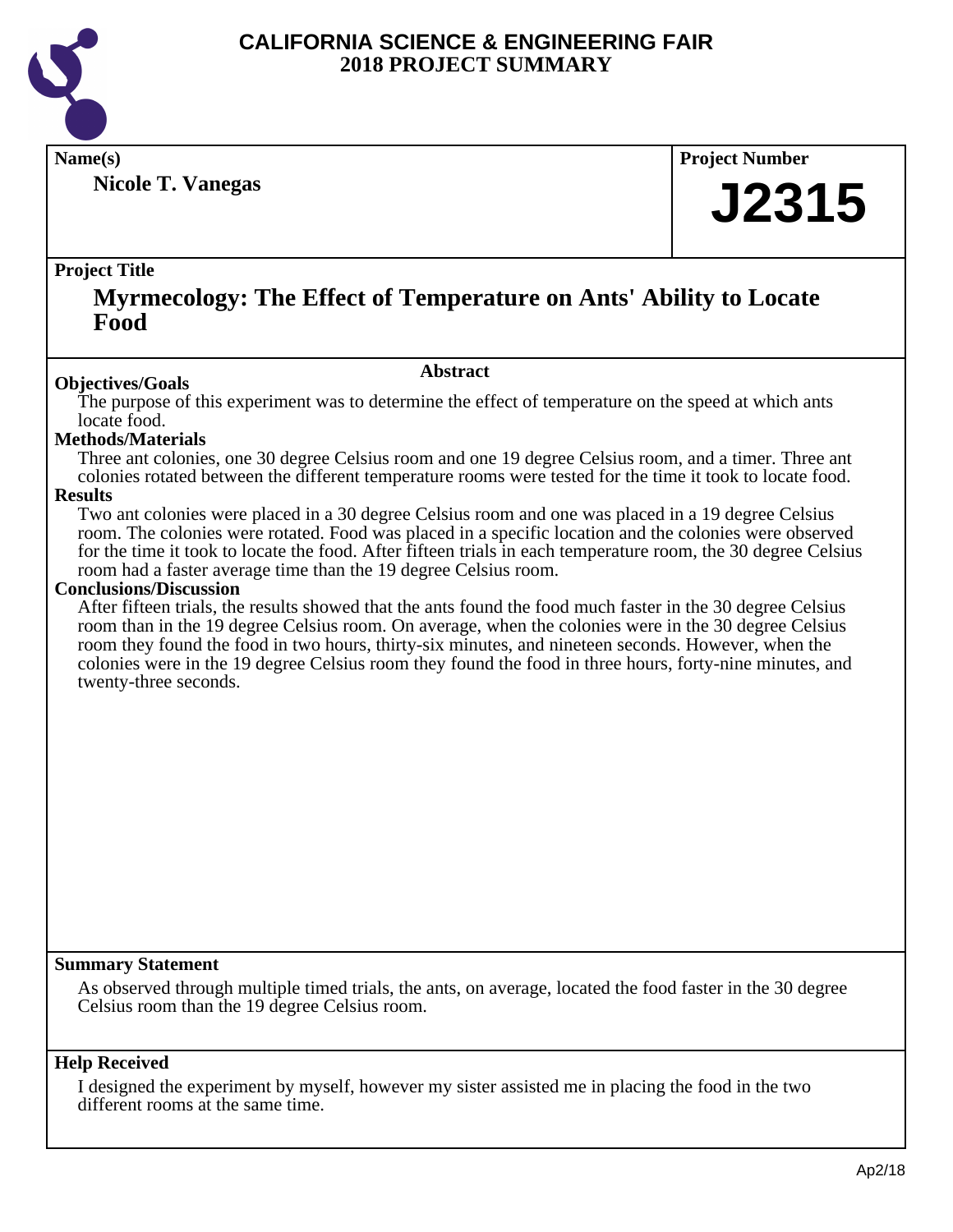# CALIFORNIA SCIENCE & ENGINEERING FAIR
## 2018 PROJECT SUMMARY

**Name(s)**

**Nicole T. Vanegas**

**Project Number**

**J2315**

**Project Title**

## Myrmecology: The Effect of Temperature on Ants' Ability to Locate Food

### Abstract

**Objectives/Goals**

The purpose of this experiment was to determine the effect of temperature on the speed at which ants locate food.

**Methods/Materials**

Three ant colonies, one 30 degree Celsius room and one 19 degree Celsius room, and a timer. Three ant colonies rotated between the different temperature rooms were tested for the time it took to locate food.

**Results**

Two ant colonies were placed in a 30 degree Celsius room and one was placed in a 19 degree Celsius room. The colonies were rotated. Food was placed in a specific location and the colonies were observed for the time it took to locate the food. After fifteen trials in each temperature room, the 30 degree Celsius room had a faster average time than the 19 degree Celsius room.

**Conclusions/Discussion**

After fifteen trials, the results showed that the ants found the food much faster in the 30 degree Celsius room than in the 19 degree Celsius room. On average, when the colonies were in the 30 degree Celsius room they found the food in two hours, thirty-six minutes, and nineteen seconds. However, when the colonies were in the 19 degree Celsius room they found the food in three hours, forty-nine minutes, and twenty-three seconds.

**Summary Statement**

As observed through multiple timed trials, the ants, on average, located the food faster in the 30 degree Celsius room than the 19 degree Celsius room.

**Help Received**

I designed the experiment by myself, however my sister assisted me in placing the food in the two different rooms at the same time.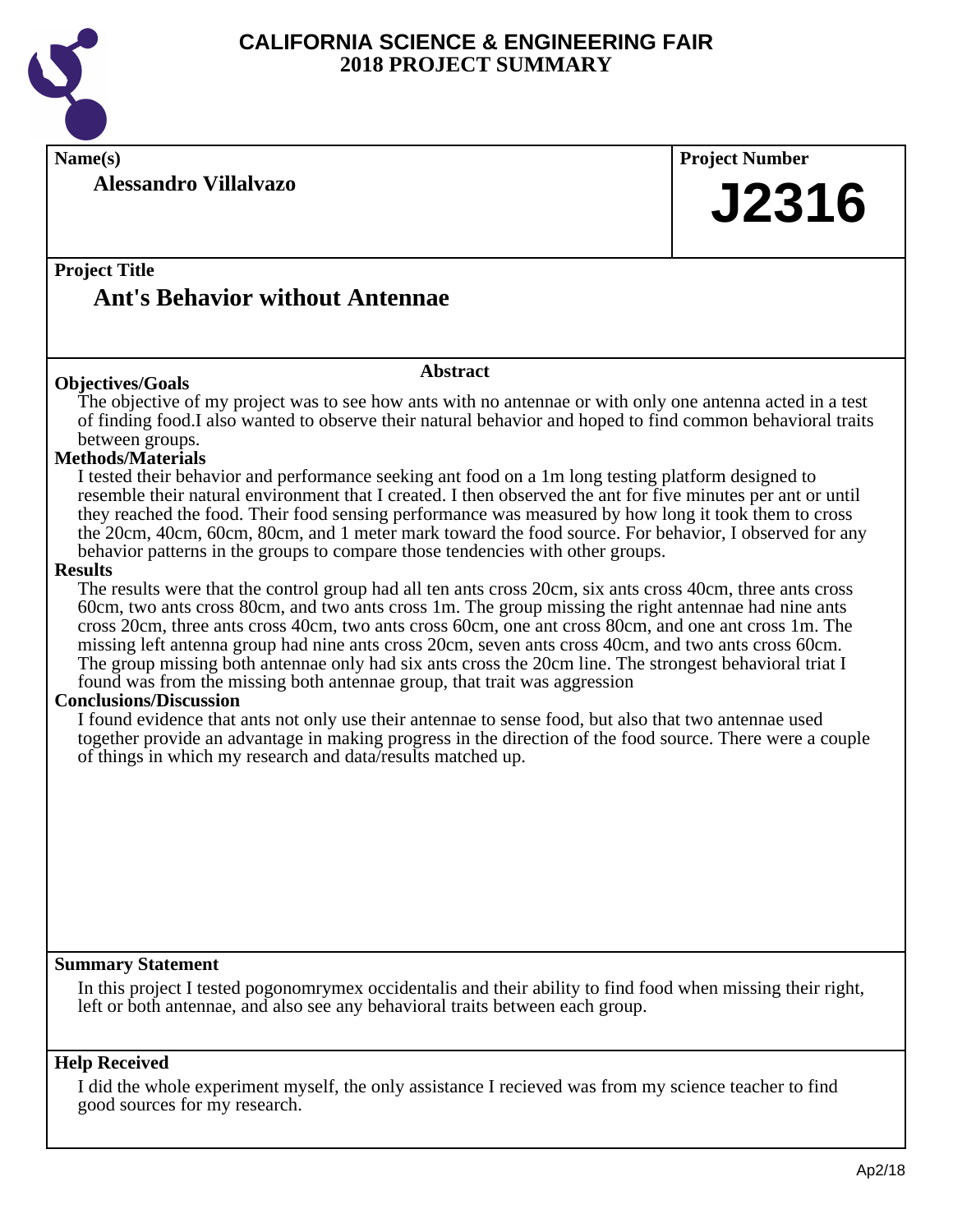# CALIFORNIA SCIENCE & ENGINEERING FAIR
## 2018 PROJECT SUMMARY

**Name(s)**

**Alessandro Villalvazo**

**Project Number**

**J2316**

**Project Title**

## Ant's Behavior without Antennae

### Abstract

**Objectives/Goals**

The objective of my project was to see how ants with no antennae or with only one antenna acted in a test of finding food.I also wanted to observe their natural behavior and hoped to find common behavioral traits between groups.

**Methods/Materials**

I tested their behavior and performance seeking ant food on a 1m long testing platform designed to resemble their natural environment that I created. I then observed the ant for five minutes per ant or until they reached the food. Their food sensing performance was measured by how long it took them to cross the 20cm, 40cm, 60cm, 80cm, and 1 meter mark toward the food source. For behavior, I observed for any behavior patterns in the groups to compare those tendencies with other groups.

**Results**

The results were that the control group had all ten ants cross 20cm, six ants cross 40cm, three ants cross 60cm, two ants cross 80cm, and two ants cross 1m. The group missing the right antennae had nine ants cross 20cm, three ants cross 40cm, two ants cross 60cm, one ant cross 80cm, and one ant cross 1m. The missing left antenna group had nine ants cross 20cm, seven ants cross 40cm, and two ants cross 60cm. The group missing both antennae only had six ants cross the 20cm line. The strongest behavioral triat I found was from the missing both antennae group, that trait was aggression

**Conclusions/Discussion**

I found evidence that ants not only use their antennae to sense food, but also that two antennae used together provide an advantage in making progress in the direction of the food source. There were a couple of things in which my research and data/results matched up.

**Summary Statement**

In this project I tested pogonomrymex occidentalis and their ability to find food when missing their right, left or both antennae, and also see any behavioral traits between each group.

**Help Received**

I did the whole experiment myself, the only assistance I recieved was from my science teacher to find good sources for my research.